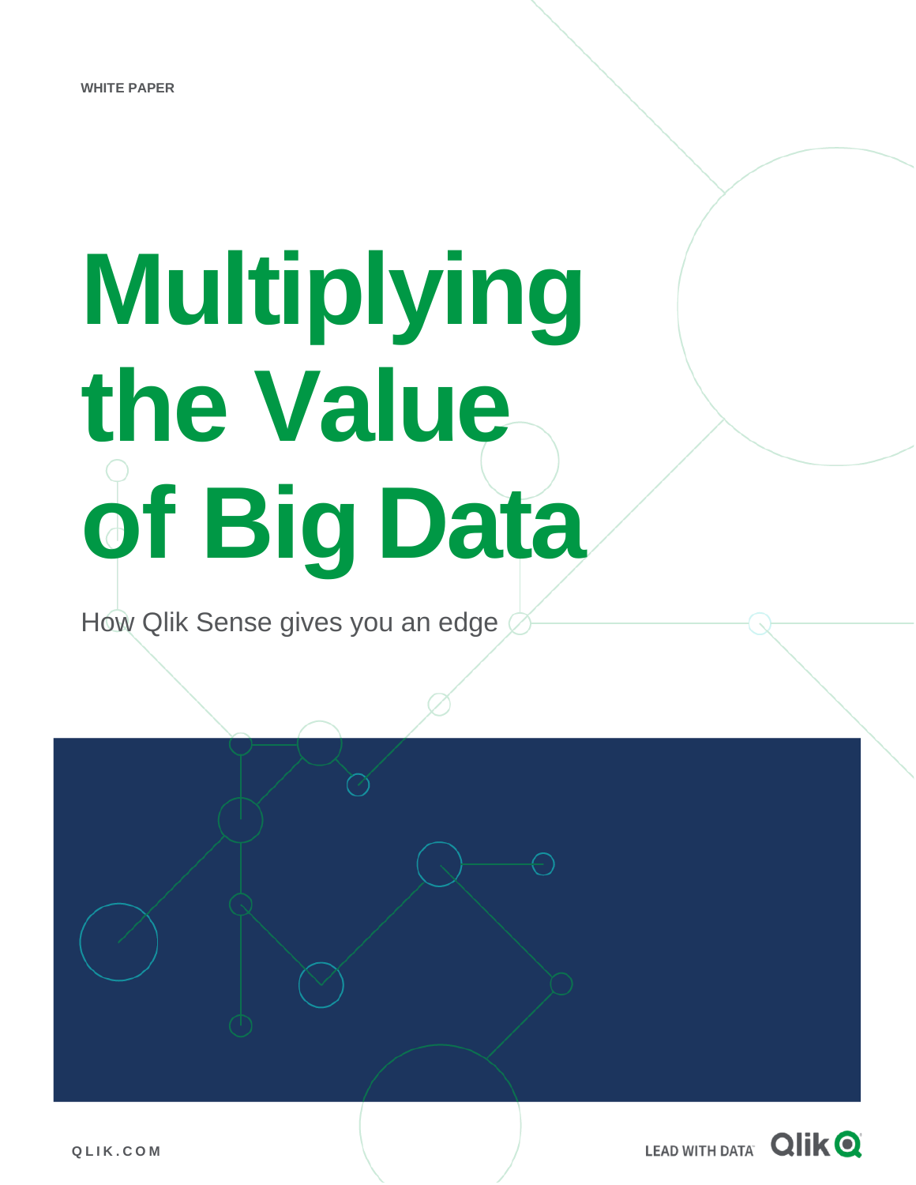WHITE PAPER

# Multiplying the Value of Big Data

How Qlik Sense gives you an edge

QLIK.COM

LEAD WITH DATA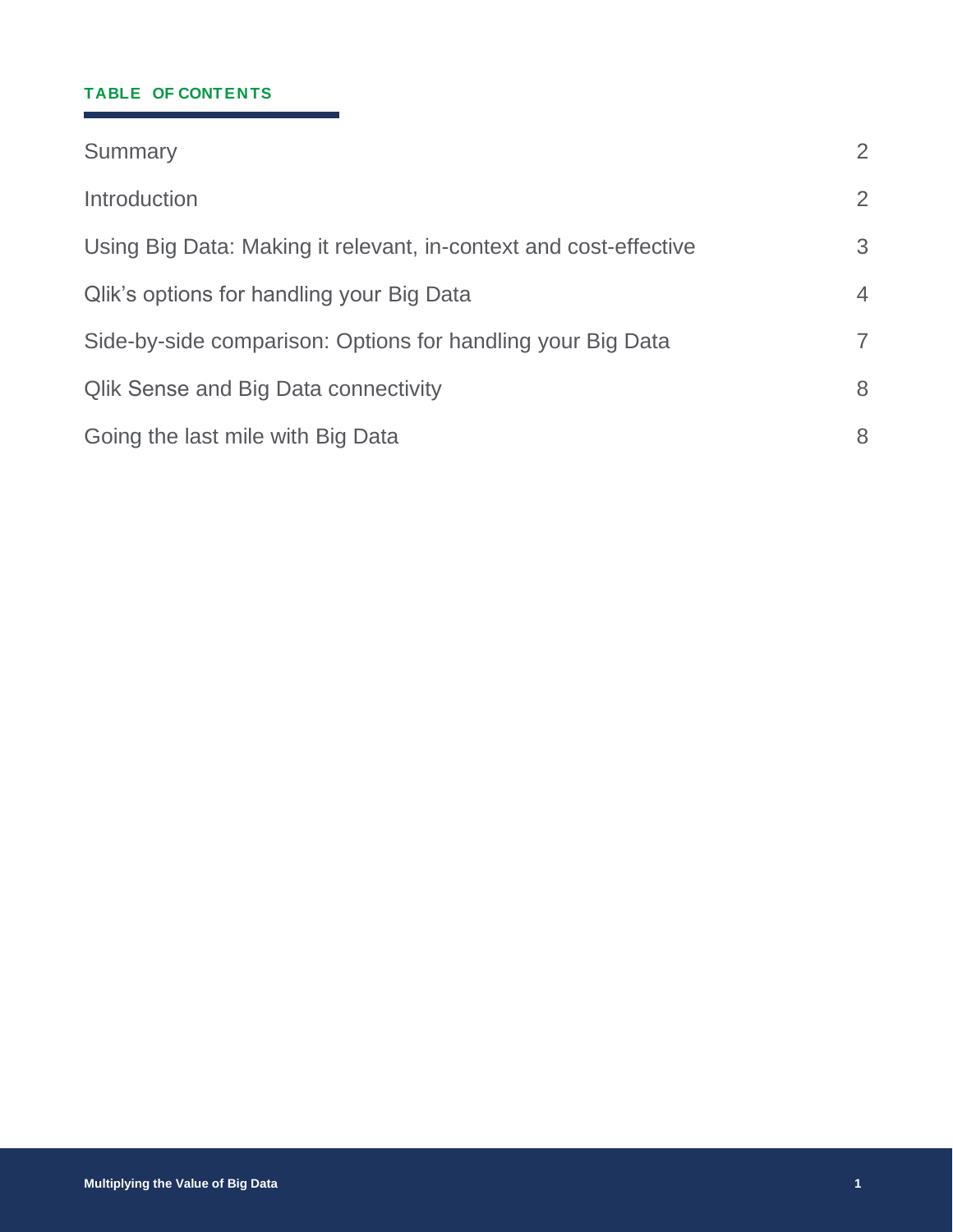## TABLE OF CONTENTS

| | |
|---|---|
| Summary | 2 |
| Introduction | 2 |
| Using Big Data: Making it relevant, in-context and cost-effective | 3 |
| Qlik's options for handling your Big Data | 4 |
| Side-by-side comparison: Options for handling your Big Data | 7 |
| Qlik Sense and Big Data connectivity | 8 |
| Going the last mile with Big Data | 8 |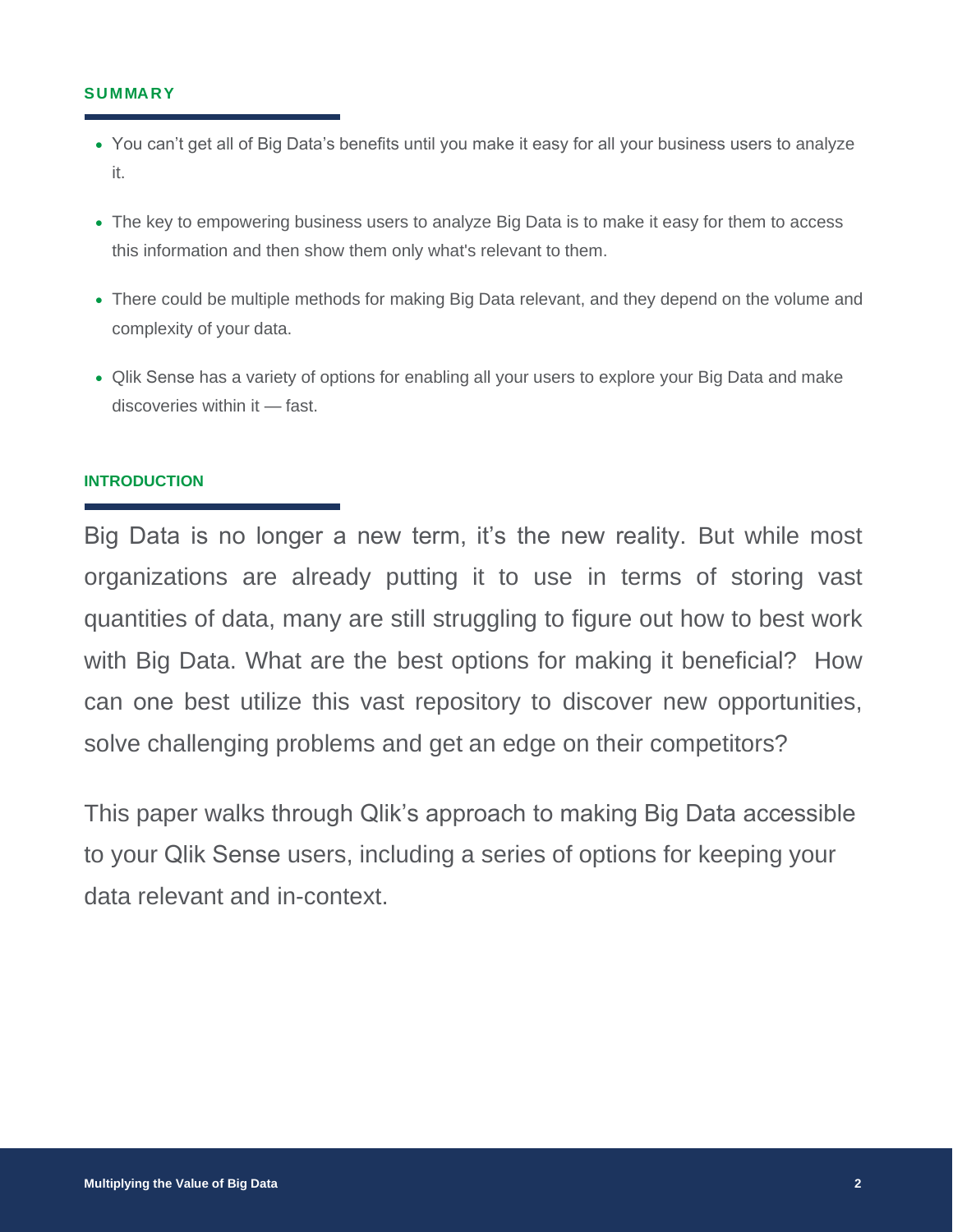## SUMMARY

- You can't get all of Big Data's benefits until you make it easy for all your business users to analyze it.
- The key to empowering business users to analyze Big Data is to make it easy for them to access this information and then show them only what's relevant to them.
- There could be multiple methods for making Big Data relevant, and they depend on the volume and complexity of your data.
- Qlik Sense has a variety of options for enabling all your users to explore your Big Data and make discoveries within it — fast.

## INTRODUCTION

Big Data is no longer a new term, it's the new reality. But while most organizations are already putting it to use in terms of storing vast quantities of data, many are still struggling to figure out how to best work with Big Data. What are the best options for making it beneficial? How can one best utilize this vast repository to discover new opportunities, solve challenging problems and get an edge on their competitors?

This paper walks through Qlik's approach to making Big Data accessible to your Qlik Sense users, including a series of options for keeping your data relevant and in-context.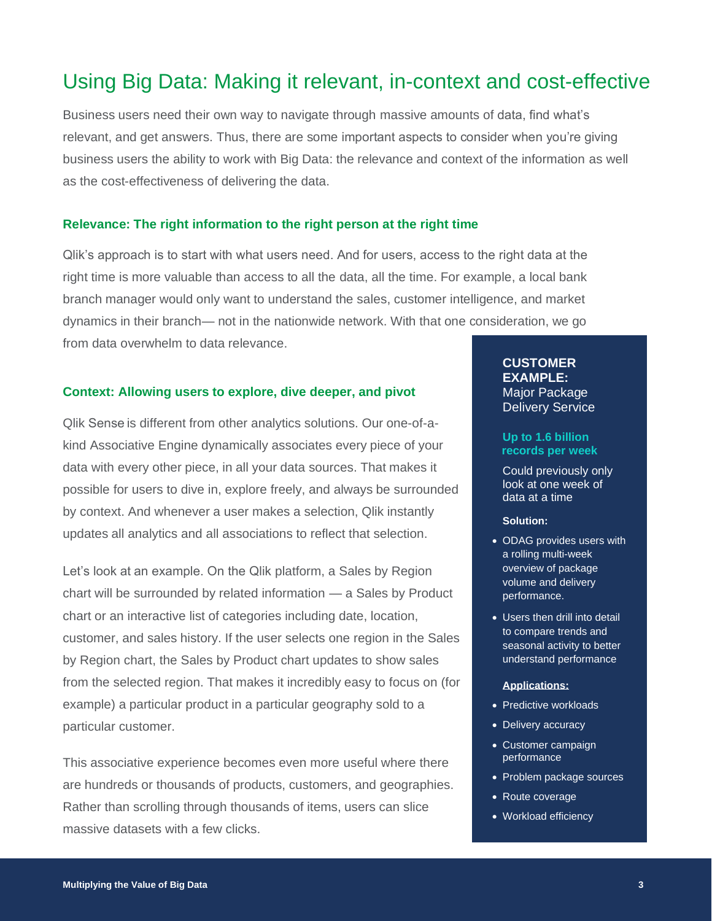# Using Big Data: Making it relevant, in-context and cost-effective

Business users need their own way to navigate through massive amounts of data, find what's relevant, and get answers. Thus, there are some important aspects to consider when you're giving business users the ability to work with Big Data: the relevance and context of the information as well as the cost-effectiveness of delivering the data.

### Relevance: The right information to the right person at the right time

Qlik's approach is to start with what users need. And for users, access to the right data at the right time is more valuable than access to all the data, all the time. For example, a local bank branch manager would only want to understand the sales, customer intelligence, and market dynamics in their branch— not in the nationwide network. With that one consideration, we go from data overwhelm to data relevance.

### Context: Allowing users to explore, dive deeper, and pivot

Qlik Sense is different from other analytics solutions. Our one-of-a-kind Associative Engine dynamically associates every piece of your data with every other piece, in all your data sources. That makes it possible for users to dive in, explore freely, and always be surrounded by context. And whenever a user makes a selection, Qlik instantly updates all analytics and all associations to reflect that selection.

Let's look at an example. On the Qlik platform, a Sales by Region chart will be surrounded by related information — a Sales by Product chart or an interactive list of categories including date, location, customer, and sales history. If the user selects one region in the Sales by Region chart, the Sales by Product chart updates to show sales from the selected region. That makes it incredibly easy to focus on (for example) a particular product in a particular geography sold to a particular customer.

This associative experience becomes even more useful where there are hundreds or thousands of products, customers, and geographies. Rather than scrolling through thousands of items, users can slice massive datasets with a few clicks.

**CUSTOMER EXAMPLE:**
Major Package Delivery Service

**Up to 1.6 billion records per week**

Could previously only look at one week of data at a time

**Solution:**

- ODAG provides users with a rolling multi-week overview of package volume and delivery performance.
- Users then drill into detail to compare trends and seasonal activity to better understand performance

**Applications:**

- Predictive workloads
- Delivery accuracy
- Customer campaign performance
- Problem package sources
- Route coverage
- Workload efficiency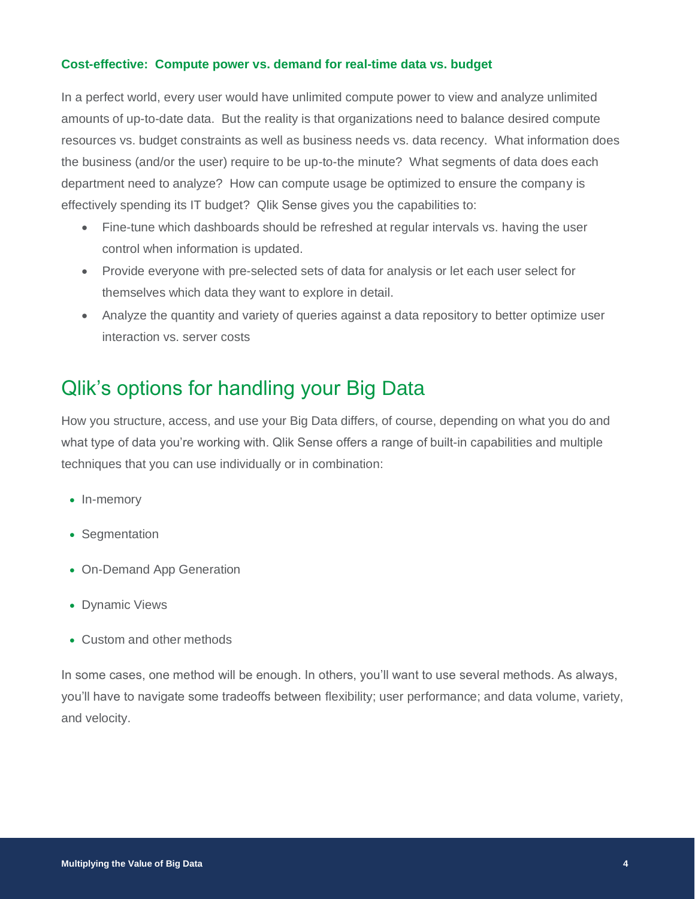### Cost-effective: Compute power vs. demand for real-time data vs. budget

In a perfect world, every user would have unlimited compute power to view and analyze unlimited amounts of up-to-date data. But the reality is that organizations need to balance desired compute resources vs. budget constraints as well as business needs vs. data recency. What information does the business (and/or the user) require to be up-to-the minute? What segments of data does each department need to analyze? How can compute usage be optimized to ensure the company is effectively spending its IT budget? Qlik Sense gives you the capabilities to:

- Fine-tune which dashboards should be refreshed at regular intervals vs. having the user control when information is updated.
- Provide everyone with pre-selected sets of data for analysis or let each user select for themselves which data they want to explore in detail.
- Analyze the quantity and variety of queries against a data repository to better optimize user interaction vs. server costs

## Qlik's options for handling your Big Data

How you structure, access, and use your Big Data differs, of course, depending on what you do and what type of data you're working with. Qlik Sense offers a range of built-in capabilities and multiple techniques that you can use individually or in combination:

- In-memory
- Segmentation
- On-Demand App Generation
- Dynamic Views
- Custom and other methods

In some cases, one method will be enough. In others, you'll want to use several methods. As always, you'll have to navigate some tradeoffs between flexibility; user performance; and data volume, variety, and velocity.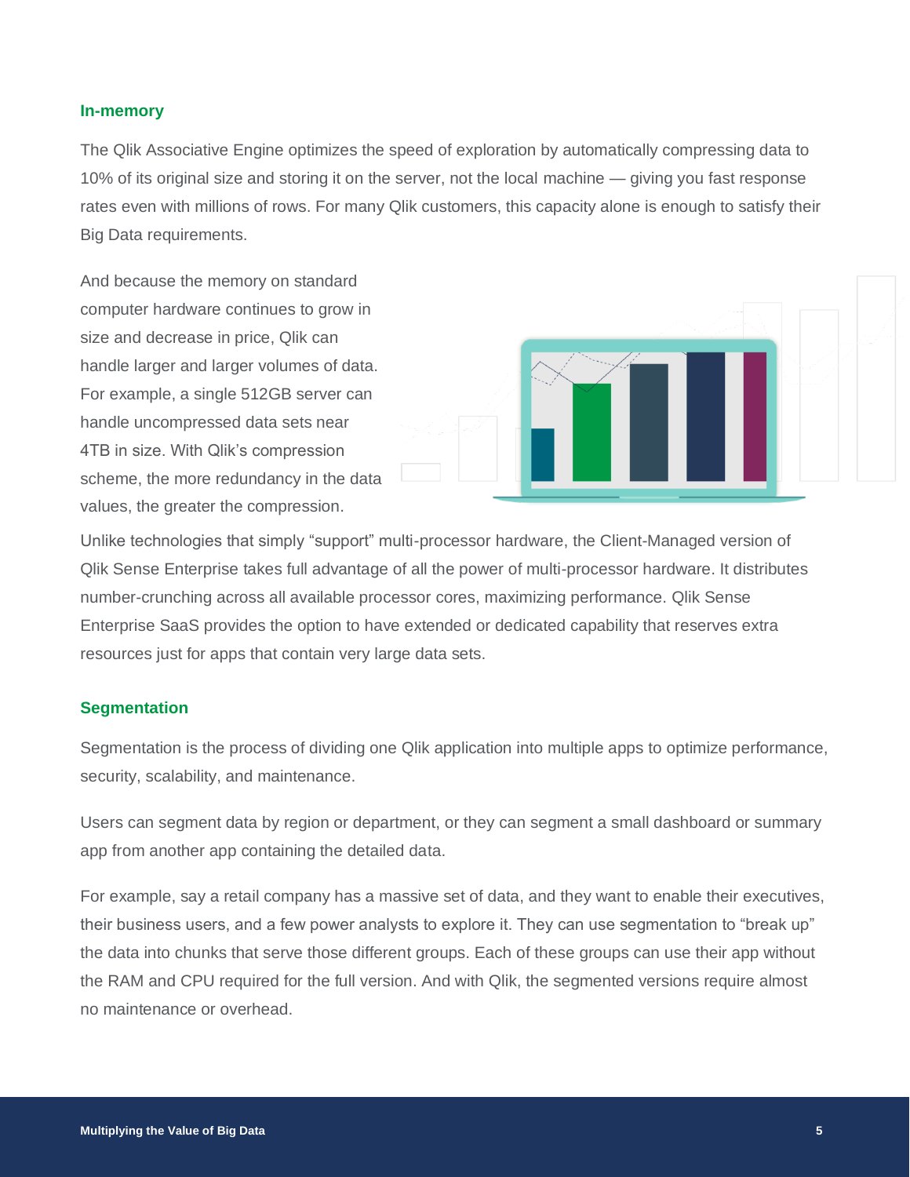### In-memory

The Qlik Associative Engine optimizes the speed of exploration by automatically compressing data to 10% of its original size and storing it on the server, not the local machine — giving you fast response rates even with millions of rows. For many Qlik customers, this capacity alone is enough to satisfy their Big Data requirements.

And because the memory on standard computer hardware continues to grow in size and decrease in price, Qlik can handle larger and larger volumes of data. For example, a single 512GB server can handle uncompressed data sets near 4TB in size. With Qlik's compression scheme, the more redundancy in the data values, the greater the compression.

Unlike technologies that simply "support" multi-processor hardware, the Client-Managed version of Qlik Sense Enterprise takes full advantage of all the power of multi-processor hardware. It distributes number-crunching across all available processor cores, maximizing performance. Qlik Sense Enterprise SaaS provides the option to have extended or dedicated capability that reserves extra resources just for apps that contain very large data sets.

### Segmentation

Segmentation is the process of dividing one Qlik application into multiple apps to optimize performance, security, scalability, and maintenance.

Users can segment data by region or department, or they can segment a small dashboard or summary app from another app containing the detailed data.

For example, say a retail company has a massive set of data, and they want to enable their executives, their business users, and a few power analysts to explore it. They can use segmentation to "break up" the data into chunks that serve those different groups. Each of these groups can use their app without the RAM and CPU required for the full version. And with Qlik, the segmented versions require almost no maintenance or overhead.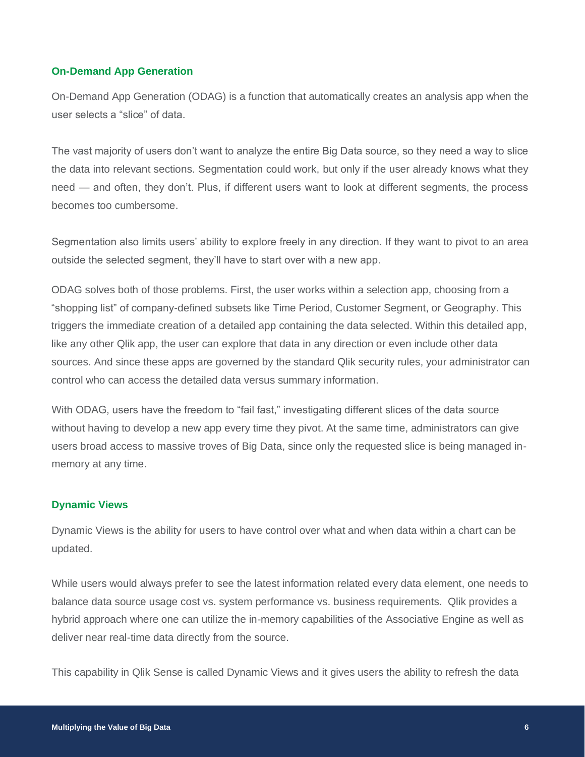### On-Demand App Generation

On-Demand App Generation (ODAG) is a function that automatically creates an analysis app when the user selects a "slice" of data.

The vast majority of users don't want to analyze the entire Big Data source, so they need a way to slice the data into relevant sections. Segmentation could work, but only if the user already knows what they need — and often, they don't. Plus, if different users want to look at different segments, the process becomes too cumbersome.

Segmentation also limits users' ability to explore freely in any direction. If they want to pivot to an area outside the selected segment, they'll have to start over with a new app.

ODAG solves both of those problems. First, the user works within a selection app, choosing from a "shopping list" of company-defined subsets like Time Period, Customer Segment, or Geography. This triggers the immediate creation of a detailed app containing the data selected. Within this detailed app, like any other Qlik app, the user can explore that data in any direction or even include other data sources. And since these apps are governed by the standard Qlik security rules, your administrator can control who can access the detailed data versus summary information.

With ODAG, users have the freedom to "fail fast," investigating different slices of the data source without having to develop a new app every time they pivot. At the same time, administrators can give users broad access to massive troves of Big Data, since only the requested slice is being managed in-memory at any time.

### Dynamic Views

Dynamic Views is the ability for users to have control over what and when data within a chart can be updated.

While users would always prefer to see the latest information related every data element, one needs to balance data source usage cost vs. system performance vs. business requirements. Qlik provides a hybrid approach where one can utilize the in-memory capabilities of the Associative Engine as well as deliver near real-time data directly from the source.

This capability in Qlik Sense is called Dynamic Views and it gives users the ability to refresh the data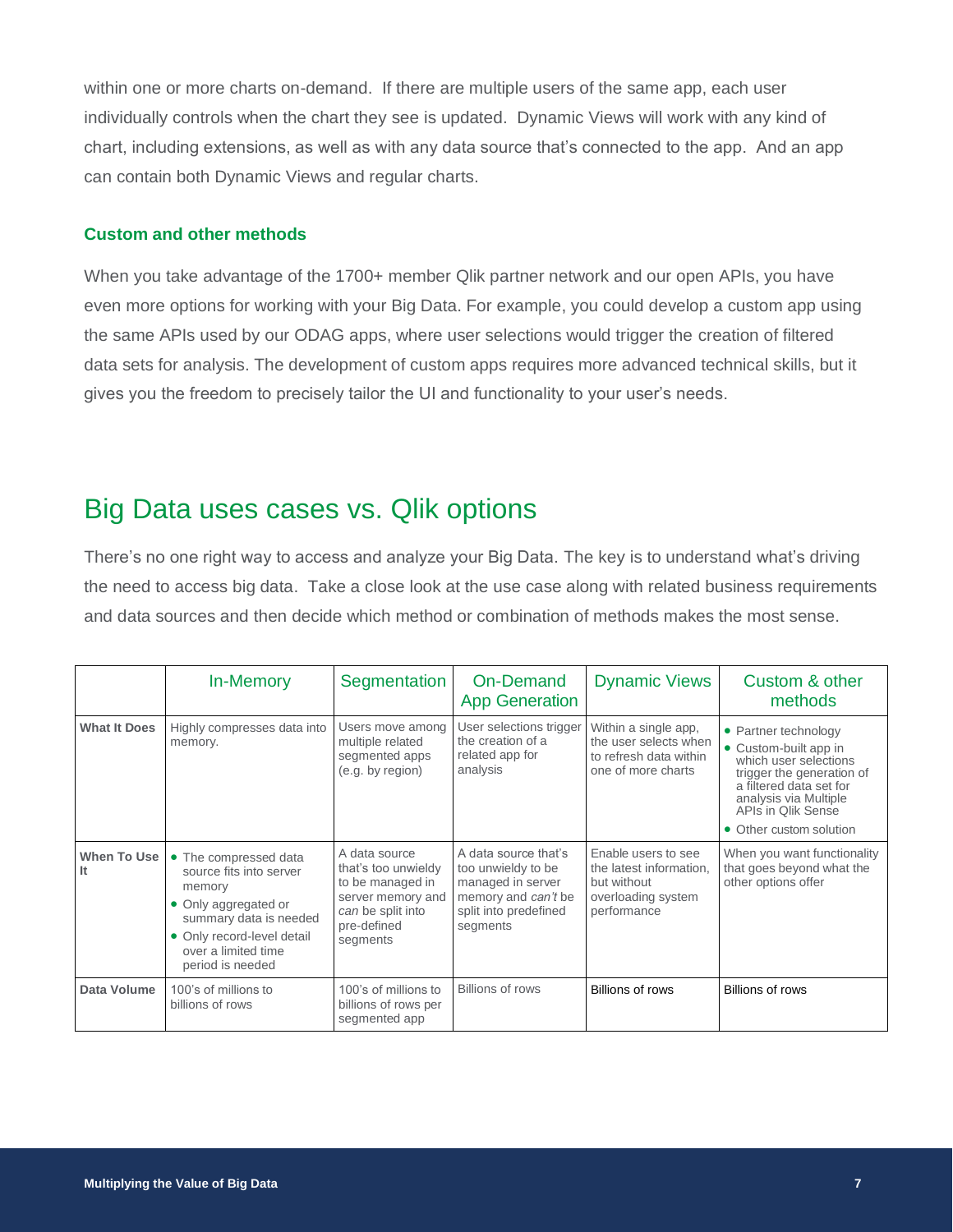within one or more charts on-demand. If there are multiple users of the same app, each user individually controls when the chart they see is updated. Dynamic Views will work with any kind of chart, including extensions, as well as with any data source that's connected to the app. And an app can contain both Dynamic Views and regular charts.

### Custom and other methods

When you take advantage of the 1700+ member Qlik partner network and our open APIs, you have even more options for working with your Big Data. For example, you could develop a custom app using the same APIs used by our ODAG apps, where user selections would trigger the creation of filtered data sets for analysis. The development of custom apps requires more advanced technical skills, but it gives you the freedom to precisely tailor the UI and functionality to your user's needs.

## Big Data uses cases vs. Qlik options

There's no one right way to access and analyze your Big Data. The key is to understand what's driving the need to access big data. Take a close look at the use case along with related business requirements and data sources and then decide which method or combination of methods makes the most sense.

| | In-Memory | Segmentation | On-Demand App Generation | Dynamic Views | Custom & other methods |
|---|---|---|---|---|---|
| **What It Does** | Highly compresses data into memory. | Users move among multiple related segmented apps (e.g. by region) | User selections trigger the creation of a related app for analysis | Within a single app, the user selects when to refresh data within one of more charts | • Partner technology<br>• Custom-built app in which user selections trigger the generation of a filtered data set for analysis via Multiple APIs in Qlik Sense<br>• Other custom solution |
| **When To Use It** | • The compressed data source fits into server memory<br>• Only aggregated or summary data is needed<br>• Only record-level detail over a limited time period is needed | A data source that's too unwieldy to be managed in server memory and *can* be split into pre-defined segments | A data source that's too unwieldy to be managed in server memory and *can't* be split into predefined segments | Enable users to see the latest information, but without overloading system performance | When you want functionality that goes beyond what the other options offer |
| **Data Volume** | 100's of millions to billions of rows | 100's of millions to billions of rows per segmented app | Billions of rows | Billions of rows | Billions of rows |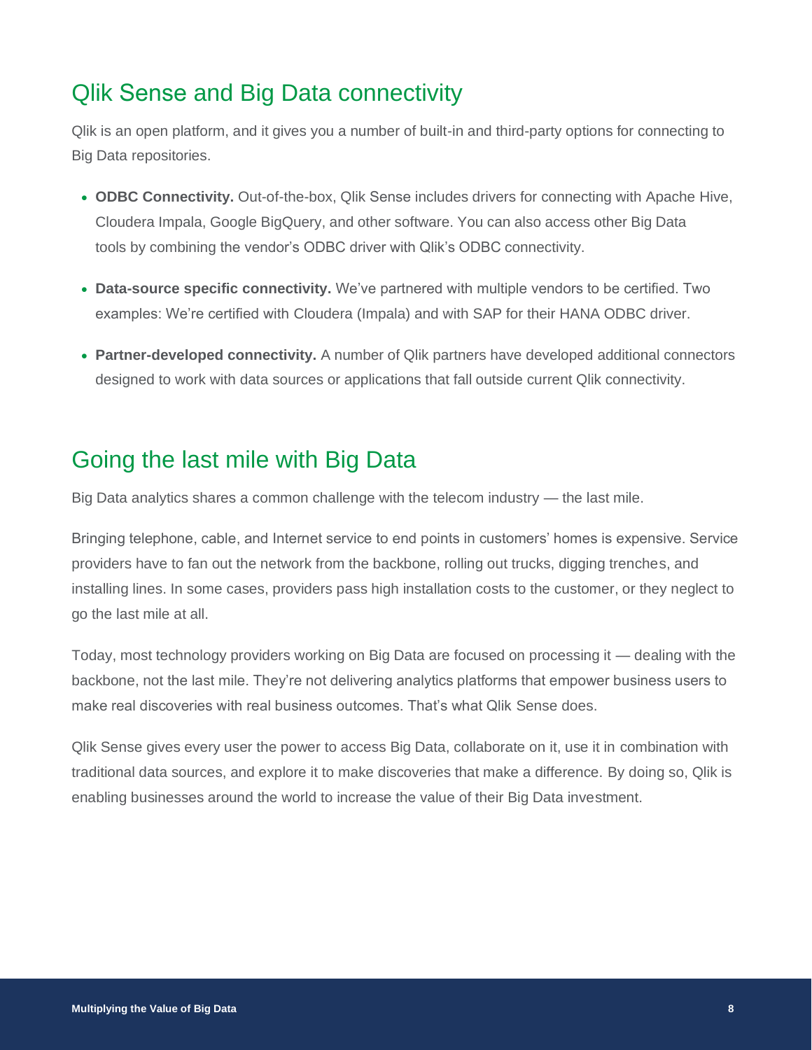## Qlik Sense and Big Data connectivity

Qlik is an open platform, and it gives you a number of built-in and third-party options for connecting to Big Data repositories.

- **ODBC Connectivity.** Out-of-the-box, Qlik Sense includes drivers for connecting with Apache Hive, Cloudera Impala, Google BigQuery, and other software. You can also access other Big Data tools by combining the vendor's ODBC driver with Qlik's ODBC connectivity.
- **Data-source specific connectivity.** We've partnered with multiple vendors to be certified. Two examples: We're certified with Cloudera (Impala) and with SAP for their HANA ODBC driver.
- **Partner-developed connectivity.** A number of Qlik partners have developed additional connectors designed to work with data sources or applications that fall outside current Qlik connectivity.

## Going the last mile with Big Data

Big Data analytics shares a common challenge with the telecom industry — the last mile.

Bringing telephone, cable, and Internet service to end points in customers' homes is expensive. Service providers have to fan out the network from the backbone, rolling out trucks, digging trenches, and installing lines. In some cases, providers pass high installation costs to the customer, or they neglect to go the last mile at all.

Today, most technology providers working on Big Data are focused on processing it — dealing with the backbone, not the last mile. They're not delivering analytics platforms that empower business users to make real discoveries with real business outcomes. That's what Qlik Sense does.

Qlik Sense gives every user the power to access Big Data, collaborate on it, use it in combination with traditional data sources, and explore it to make discoveries that make a difference. By doing so, Qlik is enabling businesses around the world to increase the value of their Big Data investment.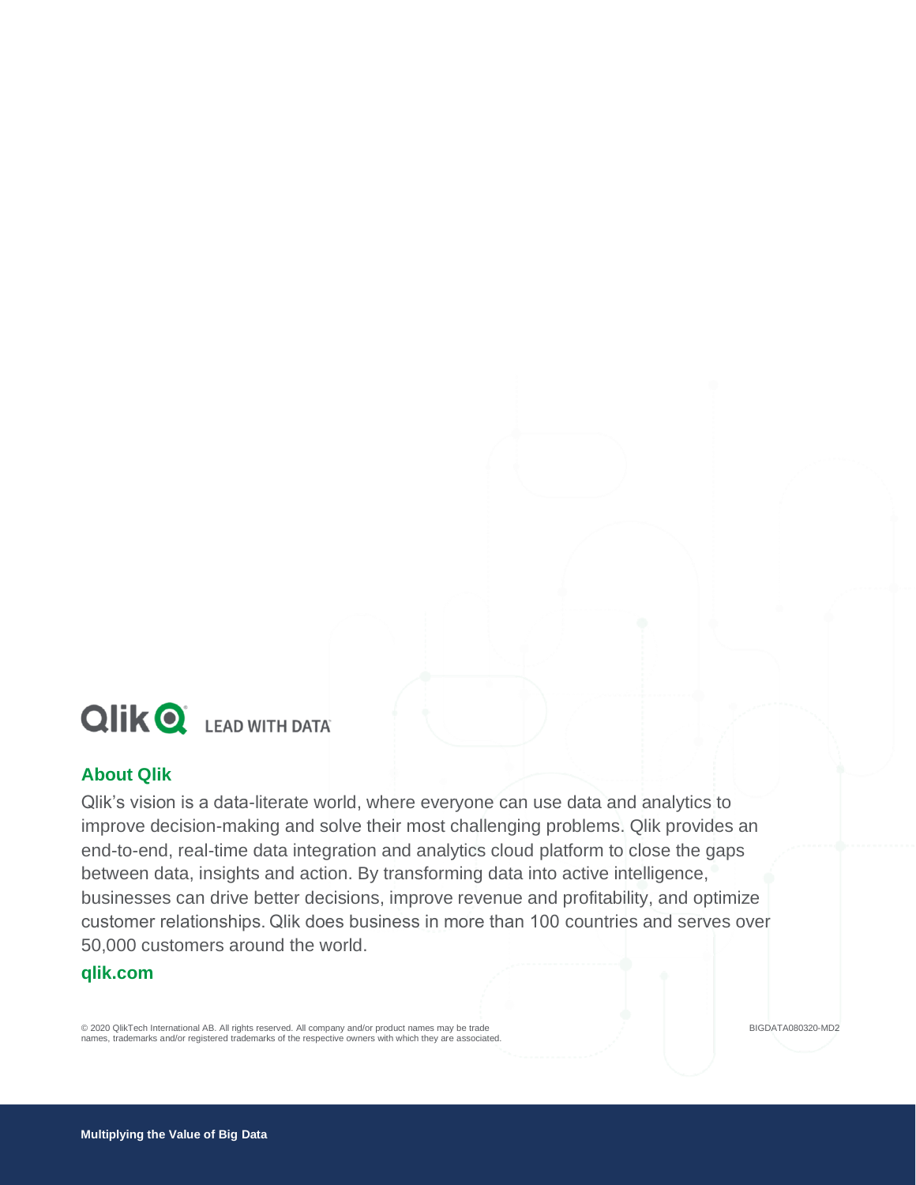Qlik LEAD WITH DATA

## About Qlik

Qlik's vision is a data-literate world, where everyone can use data and analytics to improve decision-making and solve their most challenging problems. Qlik provides an end-to-end, real-time data integration and analytics cloud platform to close the gaps between data, insights and action. By transforming data into active intelligence, businesses can drive better decisions, improve revenue and profitability, and optimize customer relationships. Qlik does business in more than 100 countries and serves over 50,000 customers around the world.

**qlik.com**

© 2020 QlikTech International AB. All rights reserved. All company and/or product names may be trade names, trademarks and/or registered trademarks of the respective owners with which they are associated.

BIGDATA080320-MD2